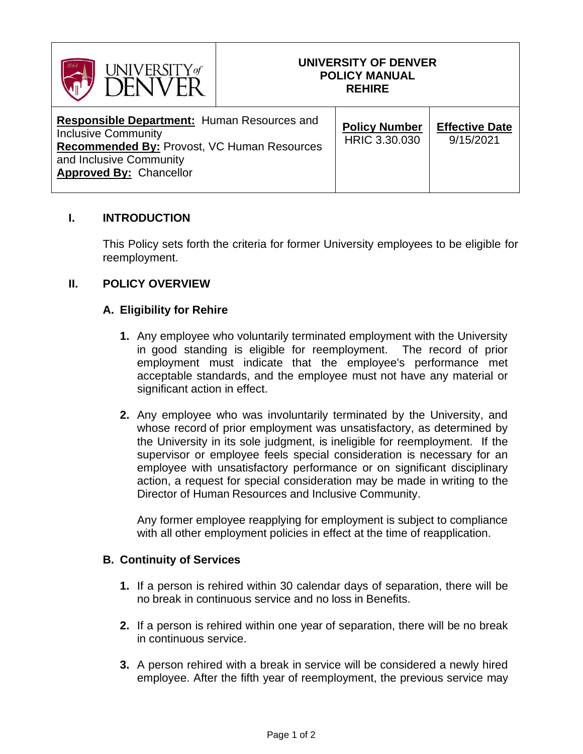| UNIVERSITY of DENVER | UNIVERSITY OF DENVER<br>POLICY MANUAL<br>REHIRE | |
|---|---|---|
| **Responsible Department:** Human Resources and Inclusive Community<br>**Recommended By:** Provost, VC Human Resources and Inclusive Community<br>**Approved By:** Chancellor | **Policy Number**<br>HRIC 3.30.030 | **Effective Date**<br>9/15/2021 |

## I. INTRODUCTION

This Policy sets forth the criteria for former University employees to be eligible for reemployment.

## II. POLICY OVERVIEW

### A. Eligibility for Rehire

1. Any employee who voluntarily terminated employment with the University in good standing is eligible for reemployment. The record of prior employment must indicate that the employee's performance met acceptable standards, and the employee must not have any material or significant action in effect.

2. Any employee who was involuntarily terminated by the University, and whose record of prior employment was unsatisfactory, as determined by the University in its sole judgment, is ineligible for reemployment. If the supervisor or employee feels special consideration is necessary for an employee with unsatisfactory performance or on significant disciplinary action, a request for special consideration may be made in writing to the Director of Human Resources and Inclusive Community.

   Any former employee reapplying for employment is subject to compliance with all other employment policies in effect at the time of reapplication.

### B. Continuity of Services

1. If a person is rehired within 30 calendar days of separation, there will be no break in continuous service and no loss in Benefits.

2. If a person is rehired within one year of separation, there will be no break in continuous service.

3. A person rehired with a break in service will be considered a newly hired employee. After the fifth year of reemployment, the previous service may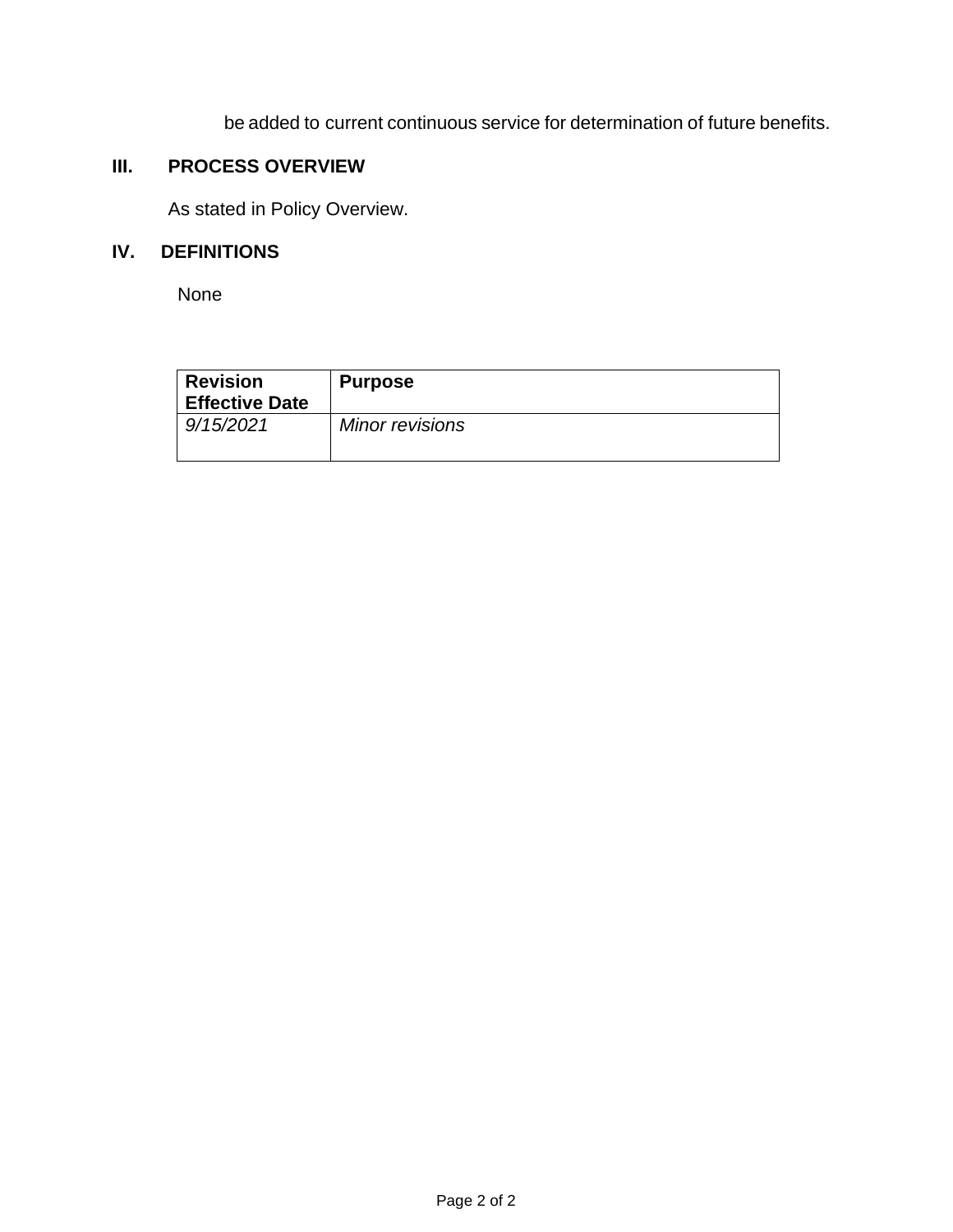be added to current continuous service for determination of future benefits.

## III. PROCESS OVERVIEW

As stated in Policy Overview.

## IV. DEFINITIONS

None

| **Revision Effective Date** | **Purpose** |
|---|---|
| *9/15/2021* | *Minor revisions* |